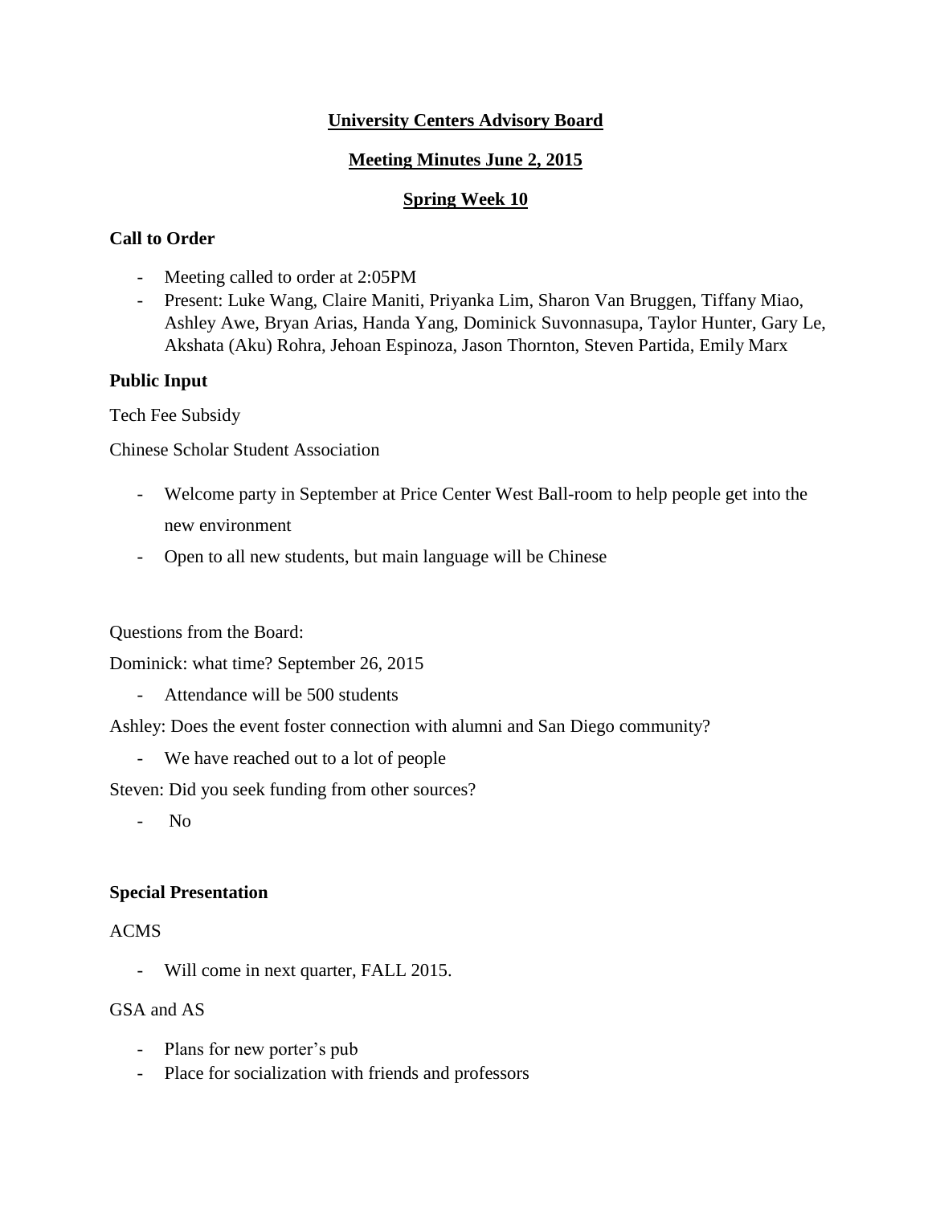**University Centers Advisory Board**

**Meeting Minutes June 2, 2015**

**Spring Week 10**

**Call to Order**

- Meeting called to order at 2:05PM
- Present: Luke Wang, Claire Maniti, Priyanka Lim, Sharon Van Bruggen, Tiffany Miao, Ashley Awe, Bryan Arias, Handa Yang, Dominick Suvonnasupa, Taylor Hunter, Gary Le, Akshata (Aku) Rohra, Jehoan Espinoza, Jason Thornton, Steven Partida, Emily Marx

**Public Input**

Tech Fee Subsidy

Chinese Scholar Student Association

- Welcome party in September at Price Center West Ball-room to help people get into the new environment
- Open to all new students, but main language will be Chinese

Questions from the Board:

Dominick: what time? September 26, 2015

- Attendance will be 500 students

Ashley: Does the event foster connection with alumni and San Diego community?

- We have reached out to a lot of people

Steven: Did you seek funding from other sources?

- No

**Special Presentation**

ACMS

- Will come in next quarter, FALL 2015.

GSA and AS

- Plans for new porter's pub
- Place for socialization with friends and professors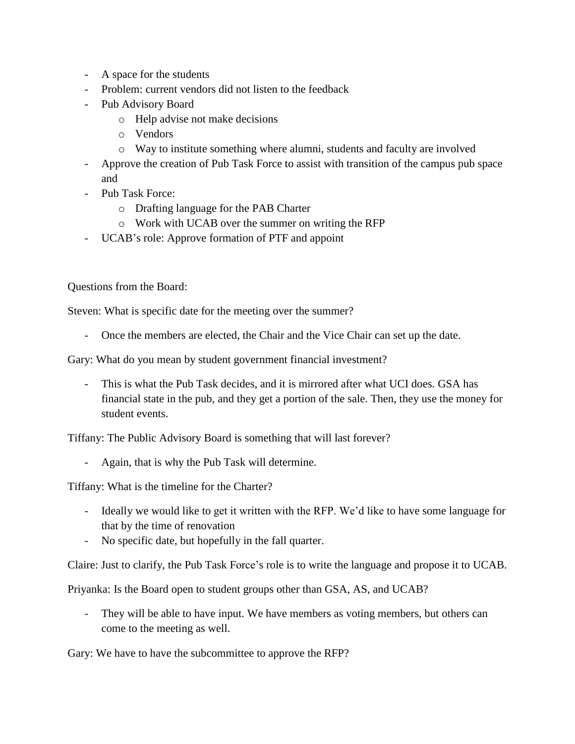- A space for the students
- Problem: current vendors did not listen to the feedback
- Pub Advisory Board
    - Help advise not make decisions
    - Vendors
    - Way to institute something where alumni, students and faculty are involved
- Approve the creation of Pub Task Force to assist with transition of the campus pub space and
- Pub Task Force:
    - Drafting language for the PAB Charter
    - Work with UCAB over the summer on writing the RFP
- UCAB's role: Approve formation of PTF and appoint

Questions from the Board:

Steven: What is specific date for the meeting over the summer?

- Once the members are elected, the Chair and the Vice Chair can set up the date.

Gary: What do you mean by student government financial investment?

- This is what the Pub Task decides, and it is mirrored after what UCI does. GSA has financial state in the pub, and they get a portion of the sale. Then, they use the money for student events.

Tiffany: The Public Advisory Board is something that will last forever?

- Again, that is why the Pub Task will determine.

Tiffany: What is the timeline for the Charter?

- Ideally we would like to get it written with the RFP. We'd like to have some language for that by the time of renovation
- No specific date, but hopefully in the fall quarter.

Claire: Just to clarify, the Pub Task Force's role is to write the language and propose it to UCAB.

Priyanka: Is the Board open to student groups other than GSA, AS, and UCAB?

- They will be able to have input. We have members as voting members, but others can come to the meeting as well.

Gary: We have to have the subcommittee to approve the RFP?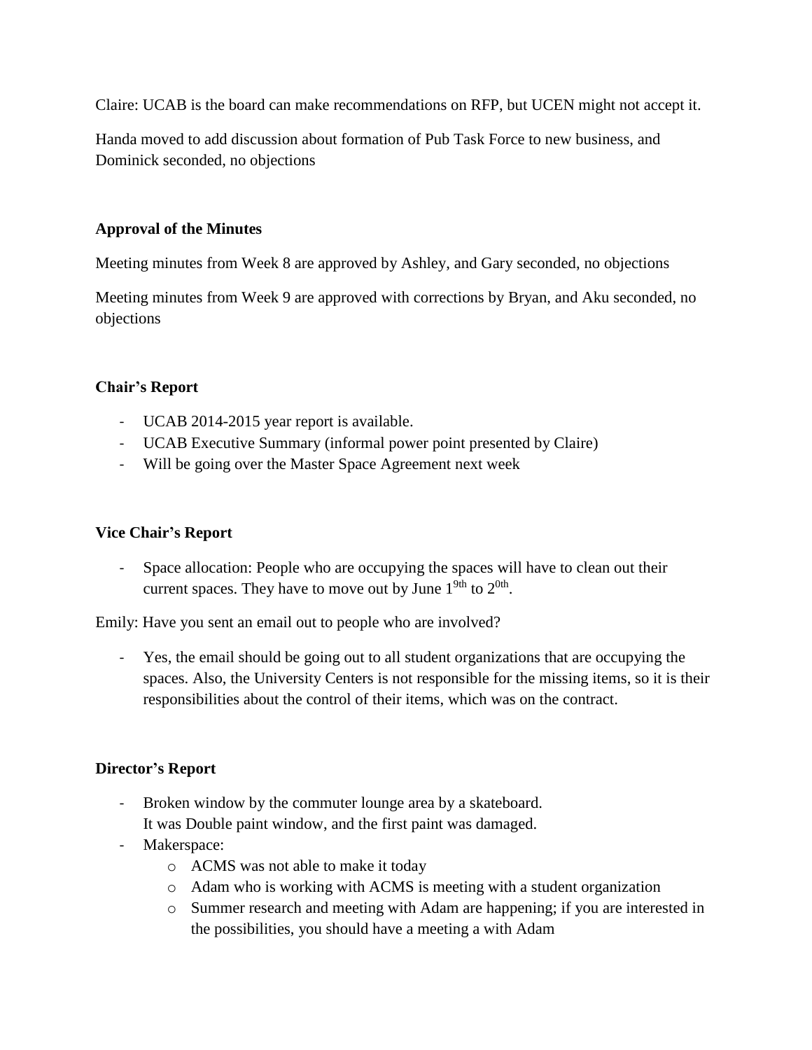Claire: UCAB is the board can make recommendations on RFP, but UCEN might not accept it.

Handa moved to add discussion about formation of Pub Task Force to new business, and Dominick seconded, no objections

**Approval of the Minutes**

Meeting minutes from Week 8 are approved by Ashley, and Gary seconded, no objections

Meeting minutes from Week 9 are approved with corrections by Bryan, and Aku seconded, no objections

**Chair's Report**

- UCAB 2014-2015 year report is available.
- UCAB Executive Summary (informal power point presented by Claire)
- Will be going over the Master Space Agreement next week

**Vice Chair's Report**

- Space allocation: People who are occupying the spaces will have to clean out their current spaces. They have to move out by June 19th to 20th.

Emily: Have you sent an email out to people who are involved?

- Yes, the email should be going out to all student organizations that are occupying the spaces. Also, the University Centers is not responsible for the missing items, so it is their responsibilities about the control of their items, which was on the contract.

**Director's Report**

- Broken window by the commuter lounge area by a skateboard.
  It was Double paint window, and the first paint was damaged.
- Makerspace:
  - ACMS was not able to make it today
  - Adam who is working with ACMS is meeting with a student organization
  - Summer research and meeting with Adam are happening; if you are interested in the possibilities, you should have a meeting a with Adam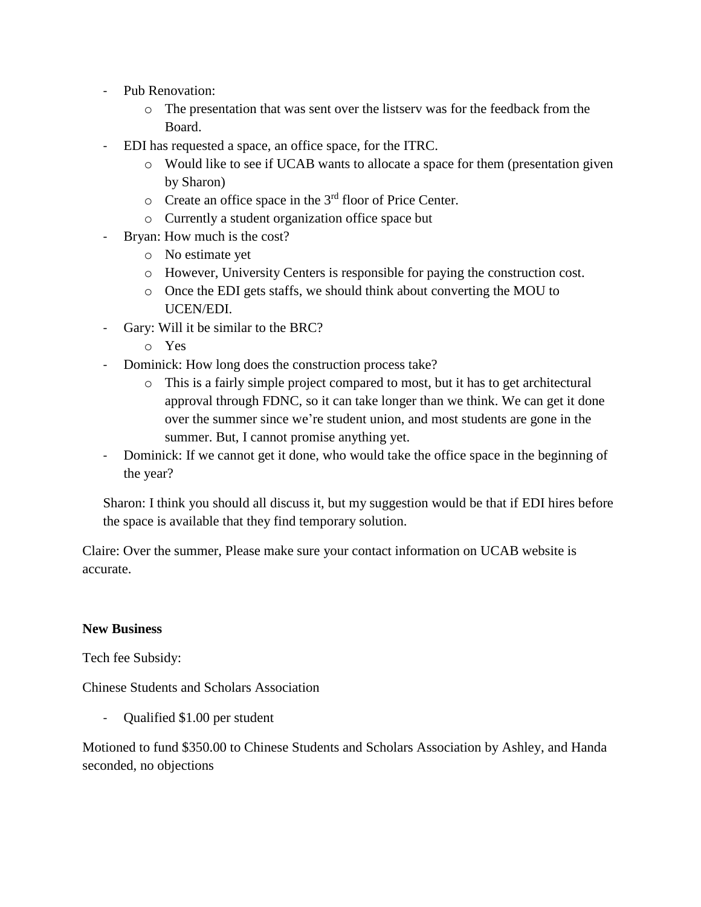- Pub Renovation:
    - The presentation that was sent over the listserv was for the feedback from the Board.
- EDI has requested a space, an office space, for the ITRC.
    - Would like to see if UCAB wants to allocate a space for them (presentation given by Sharon)
    - Create an office space in the 3rd floor of Price Center.
    - Currently a student organization office space but
- Bryan: How much is the cost?
    - No estimate yet
    - However, University Centers is responsible for paying the construction cost.
    - Once the EDI gets staffs, we should think about converting the MOU to UCEN/EDI.
- Gary: Will it be similar to the BRC?
    - Yes
- Dominick: How long does the construction process take?
    - This is a fairly simple project compared to most, but it has to get architectural approval through FDNC, so it can take longer than we think. We can get it done over the summer since we're student union, and most students are gone in the summer. But, I cannot promise anything yet.
- Dominick: If we cannot get it done, who would take the office space in the beginning of the year?

  Sharon: I think you should all discuss it, but my suggestion would be that if EDI hires before the space is available that they find temporary solution.

Claire: Over the summer, Please make sure your contact information on UCAB website is accurate.

**New Business**

Tech fee Subsidy:

Chinese Students and Scholars Association

- Qualified $1.00 per student

Motioned to fund $350.00 to Chinese Students and Scholars Association by Ashley, and Handa seconded, no objections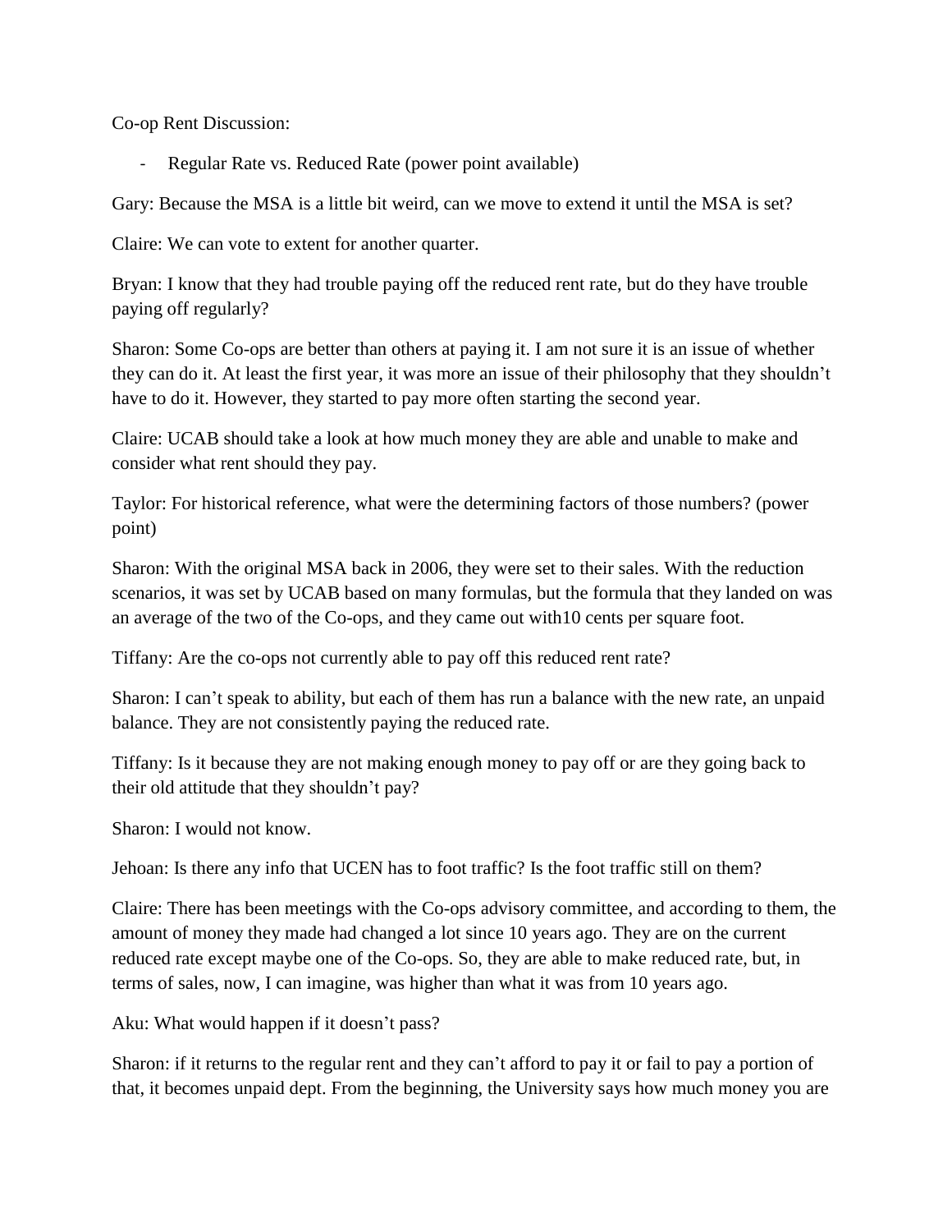Co-op Rent Discussion:

- Regular Rate vs. Reduced Rate (power point available)

Gary: Because the MSA is a little bit weird, can we move to extend it until the MSA is set?

Claire: We can vote to extent for another quarter.

Bryan: I know that they had trouble paying off the reduced rent rate, but do they have trouble paying off regularly?

Sharon: Some Co-ops are better than others at paying it. I am not sure it is an issue of whether they can do it. At least the first year, it was more an issue of their philosophy that they shouldn't have to do it. However, they started to pay more often starting the second year.

Claire: UCAB should take a look at how much money they are able and unable to make and consider what rent should they pay.

Taylor: For historical reference, what were the determining factors of those numbers? (power point)

Sharon: With the original MSA back in 2006, they were set to their sales. With the reduction scenarios, it was set by UCAB based on many formulas, but the formula that they landed on was an average of the two of the Co-ops, and they came out with10 cents per square foot.

Tiffany: Are the co-ops not currently able to pay off this reduced rent rate?

Sharon: I can't speak to ability, but each of them has run a balance with the new rate, an unpaid balance. They are not consistently paying the reduced rate.

Tiffany: Is it because they are not making enough money to pay off or are they going back to their old attitude that they shouldn't pay?

Sharon: I would not know.

Jehoan: Is there any info that UCEN has to foot traffic? Is the foot traffic still on them?

Claire: There has been meetings with the Co-ops advisory committee, and according to them, the amount of money they made had changed a lot since 10 years ago. They are on the current reduced rate except maybe one of the Co-ops. So, they are able to make reduced rate, but, in terms of sales, now, I can imagine, was higher than what it was from 10 years ago.

Aku: What would happen if it doesn't pass?

Sharon: if it returns to the regular rent and they can't afford to pay it or fail to pay a portion of that, it becomes unpaid dept. From the beginning, the University says how much money you are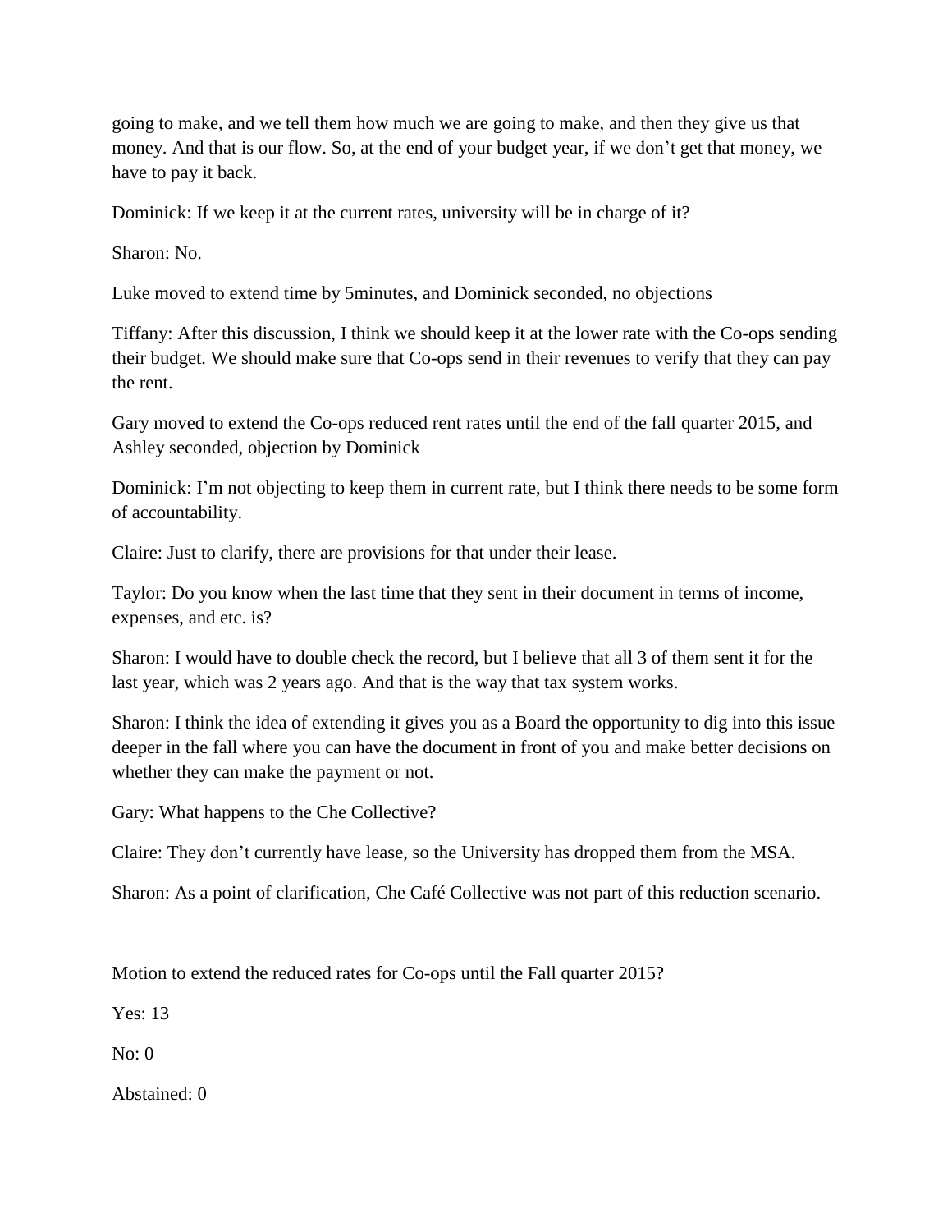going to make, and we tell them how much we are going to make, and then they give us that money. And that is our flow. So, at the end of your budget year, if we don't get that money, we have to pay it back.

Dominick: If we keep it at the current rates, university will be in charge of it?

Sharon: No.

Luke moved to extend time by 5minutes, and Dominick seconded, no objections

Tiffany: After this discussion, I think we should keep it at the lower rate with the Co-ops sending their budget. We should make sure that Co-ops send in their revenues to verify that they can pay the rent.

Gary moved to extend the Co-ops reduced rent rates until the end of the fall quarter 2015, and Ashley seconded, objection by Dominick

Dominick: I'm not objecting to keep them in current rate, but I think there needs to be some form of accountability.

Claire: Just to clarify, there are provisions for that under their lease.

Taylor: Do you know when the last time that they sent in their document in terms of income, expenses, and etc. is?

Sharon: I would have to double check the record, but I believe that all 3 of them sent it for the last year, which was 2 years ago. And that is the way that tax system works.

Sharon: I think the idea of extending it gives you as a Board the opportunity to dig into this issue deeper in the fall where you can have the document in front of you and make better decisions on whether they can make the payment or not.

Gary: What happens to the Che Collective?

Claire: They don't currently have lease, so the University has dropped them from the MSA.

Sharon: As a point of clarification, Che Café Collective was not part of this reduction scenario.

Motion to extend the reduced rates for Co-ops until the Fall quarter 2015?

Yes: 13

No: 0

Abstained: 0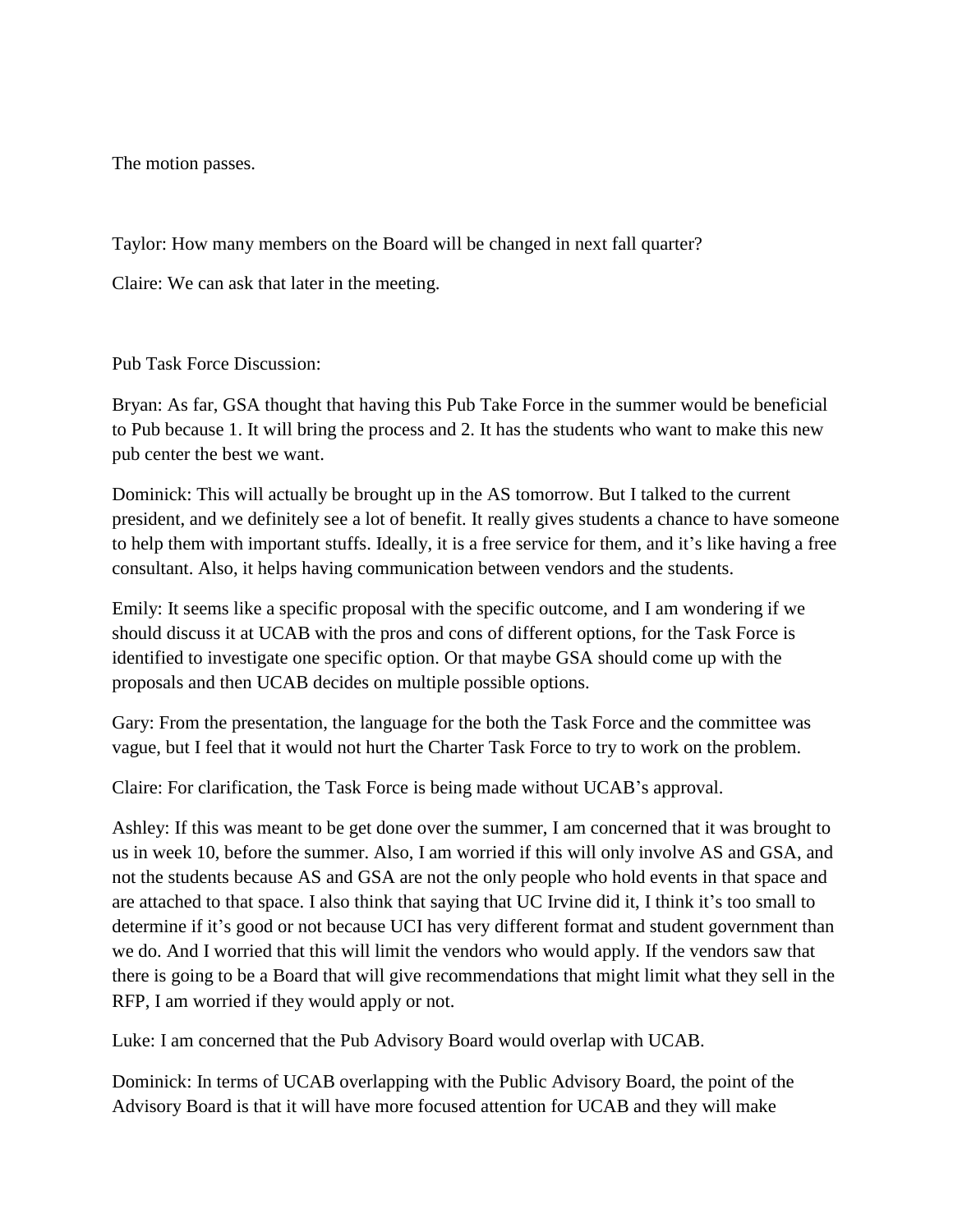The motion passes.

Taylor: How many members on the Board will be changed in next fall quarter?

Claire: We can ask that later in the meeting.

Pub Task Force Discussion:

Bryan: As far, GSA thought that having this Pub Take Force in the summer would be beneficial to Pub because 1. It will bring the process and 2. It has the students who want to make this new pub center the best we want.

Dominick: This will actually be brought up in the AS tomorrow. But I talked to the current president, and we definitely see a lot of benefit. It really gives students a chance to have someone to help them with important stuffs. Ideally, it is a free service for them, and it's like having a free consultant. Also, it helps having communication between vendors and the students.

Emily: It seems like a specific proposal with the specific outcome, and I am wondering if we should discuss it at UCAB with the pros and cons of different options, for the Task Force is identified to investigate one specific option. Or that maybe GSA should come up with the proposals and then UCAB decides on multiple possible options.

Gary: From the presentation, the language for the both the Task Force and the committee was vague, but I feel that it would not hurt the Charter Task Force to try to work on the problem.

Claire: For clarification, the Task Force is being made without UCAB's approval.

Ashley: If this was meant to be get done over the summer, I am concerned that it was brought to us in week 10, before the summer. Also, I am worried if this will only involve AS and GSA, and not the students because AS and GSA are not the only people who hold events in that space and are attached to that space. I also think that saying that UC Irvine did it, I think it's too small to determine if it's good or not because UCI has very different format and student government than we do. And I worried that this will limit the vendors who would apply. If the vendors saw that there is going to be a Board that will give recommendations that might limit what they sell in the RFP, I am worried if they would apply or not.

Luke: I am concerned that the Pub Advisory Board would overlap with UCAB.

Dominick: In terms of UCAB overlapping with the Public Advisory Board, the point of the Advisory Board is that it will have more focused attention for UCAB and they will make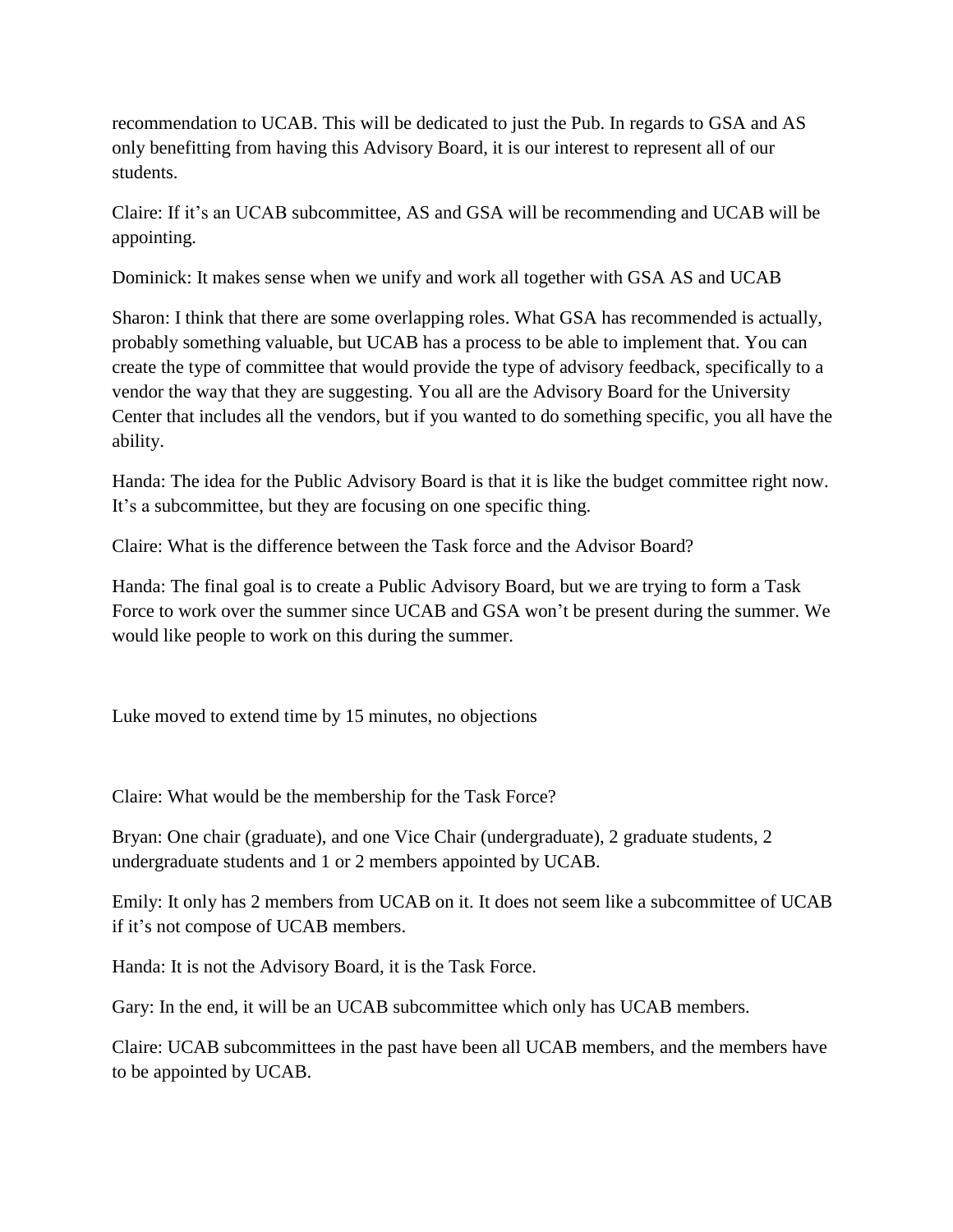recommendation to UCAB. This will be dedicated to just the Pub. In regards to GSA and AS only benefitting from having this Advisory Board, it is our interest to represent all of our students.

Claire: If it's an UCAB subcommittee, AS and GSA will be recommending and UCAB will be appointing.

Dominick: It makes sense when we unify and work all together with GSA AS and UCAB

Sharon: I think that there are some overlapping roles. What GSA has recommended is actually, probably something valuable, but UCAB has a process to be able to implement that. You can create the type of committee that would provide the type of advisory feedback, specifically to a vendor the way that they are suggesting. You all are the Advisory Board for the University Center that includes all the vendors, but if you wanted to do something specific, you all have the ability.

Handa: The idea for the Public Advisory Board is that it is like the budget committee right now. It's a subcommittee, but they are focusing on one specific thing.

Claire: What is the difference between the Task force and the Advisor Board?

Handa: The final goal is to create a Public Advisory Board, but we are trying to form a Task Force to work over the summer since UCAB and GSA won't be present during the summer. We would like people to work on this during the summer.

Luke moved to extend time by 15 minutes, no objections

Claire: What would be the membership for the Task Force?

Bryan: One chair (graduate), and one Vice Chair (undergraduate), 2 graduate students, 2 undergraduate students and 1 or 2 members appointed by UCAB.

Emily: It only has 2 members from UCAB on it. It does not seem like a subcommittee of UCAB if it's not compose of UCAB members.

Handa: It is not the Advisory Board, it is the Task Force.

Gary: In the end, it will be an UCAB subcommittee which only has UCAB members.

Claire: UCAB subcommittees in the past have been all UCAB members, and the members have to be appointed by UCAB.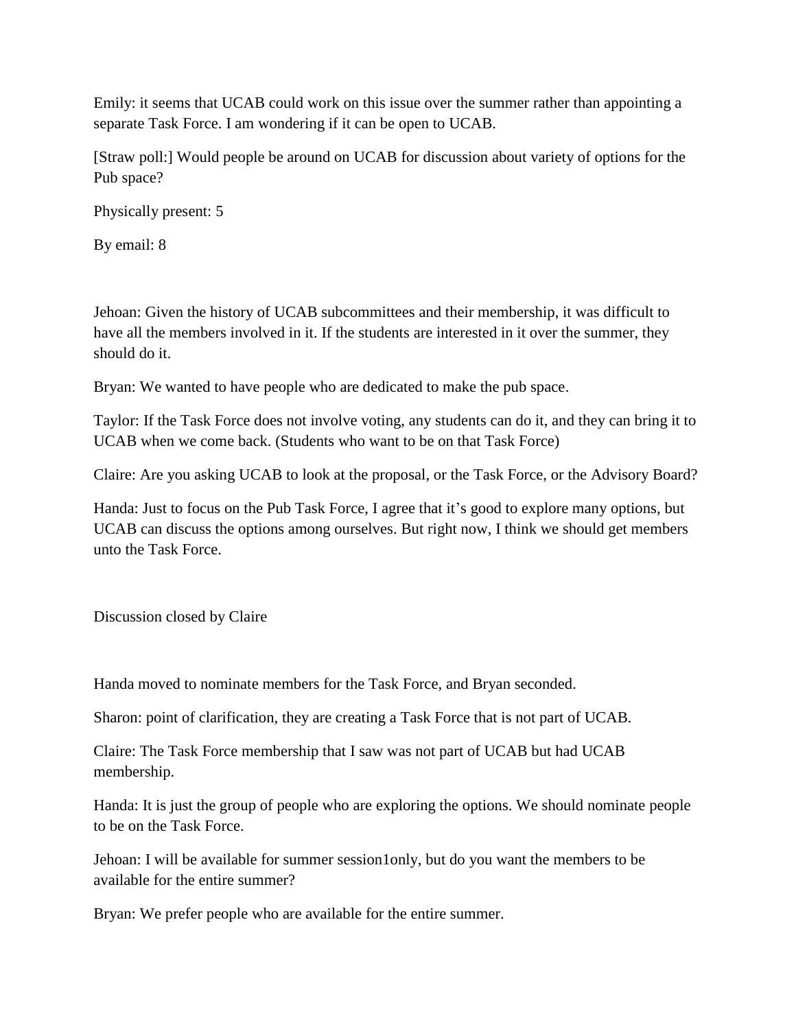Emily: it seems that UCAB could work on this issue over the summer rather than appointing a separate Task Force. I am wondering if it can be open to UCAB.

[Straw poll:] Would people be around on UCAB for discussion about variety of options for the Pub space?

Physically present: 5

By email: 8

Jehoan: Given the history of UCAB subcommittees and their membership, it was difficult to have all the members involved in it. If the students are interested in it over the summer, they should do it.

Bryan: We wanted to have people who are dedicated to make the pub space.

Taylor: If the Task Force does not involve voting, any students can do it, and they can bring it to UCAB when we come back. (Students who want to be on that Task Force)

Claire: Are you asking UCAB to look at the proposal, or the Task Force, or the Advisory Board?

Handa: Just to focus on the Pub Task Force, I agree that it's good to explore many options, but UCAB can discuss the options among ourselves. But right now, I think we should get members unto the Task Force.

Discussion closed by Claire

Handa moved to nominate members for the Task Force, and Bryan seconded.

Sharon: point of clarification, they are creating a Task Force that is not part of UCAB.

Claire: The Task Force membership that I saw was not part of UCAB but had UCAB membership.

Handa: It is just the group of people who are exploring the options. We should nominate people to be on the Task Force.

Jehoan: I will be available for summer session1only, but do you want the members to be available for the entire summer?

Bryan: We prefer people who are available for the entire summer.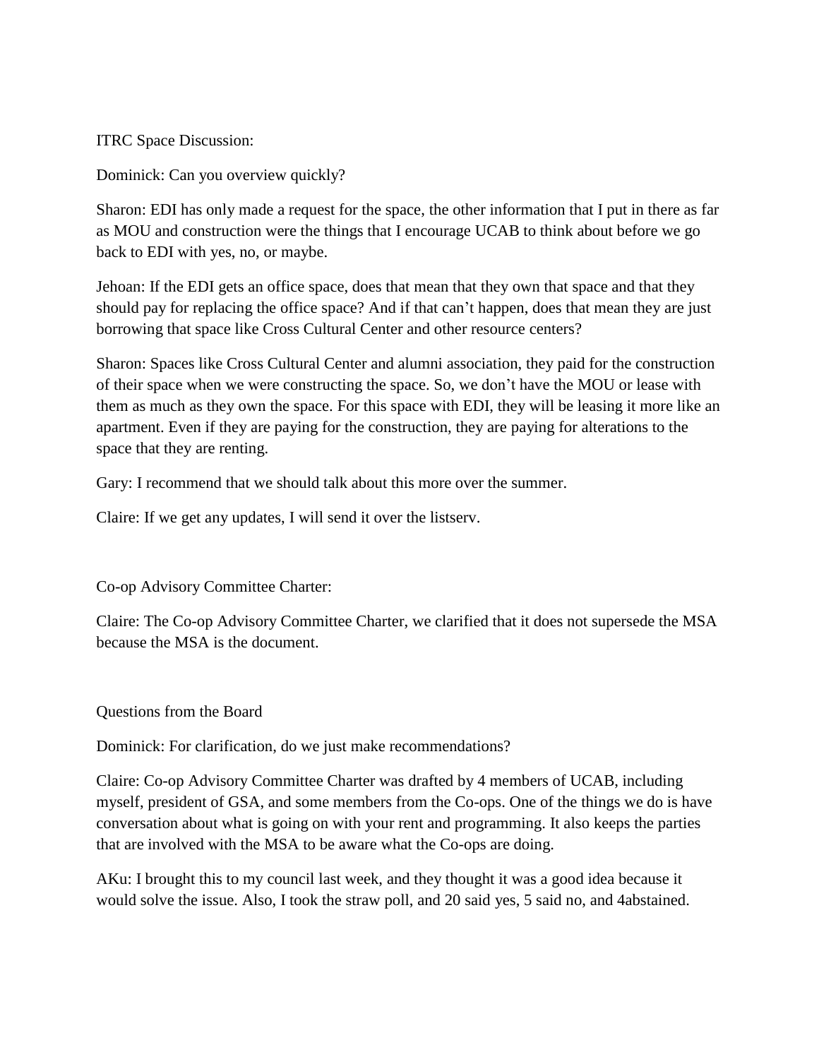ITRC Space Discussion:

Dominick: Can you overview quickly?

Sharon: EDI has only made a request for the space, the other information that I put in there as far as MOU and construction were the things that I encourage UCAB to think about before we go back to EDI with yes, no, or maybe.

Jehoan: If the EDI gets an office space, does that mean that they own that space and that they should pay for replacing the office space? And if that can't happen, does that mean they are just borrowing that space like Cross Cultural Center and other resource centers?

Sharon: Spaces like Cross Cultural Center and alumni association, they paid for the construction of their space when we were constructing the space. So, we don't have the MOU or lease with them as much as they own the space. For this space with EDI, they will be leasing it more like an apartment. Even if they are paying for the construction, they are paying for alterations to the space that they are renting.

Gary: I recommend that we should talk about this more over the summer.

Claire: If we get any updates, I will send it over the listserv.

Co-op Advisory Committee Charter:

Claire: The Co-op Advisory Committee Charter, we clarified that it does not supersede the MSA because the MSA is the document.

Questions from the Board

Dominick: For clarification, do we just make recommendations?

Claire: Co-op Advisory Committee Charter was drafted by 4 members of UCAB, including myself, president of GSA, and some members from the Co-ops. One of the things we do is have conversation about what is going on with your rent and programming. It also keeps the parties that are involved with the MSA to be aware what the Co-ops are doing.

AKu: I brought this to my council last week, and they thought it was a good idea because it would solve the issue. Also, I took the straw poll, and 20 said yes, 5 said no, and 4abstained.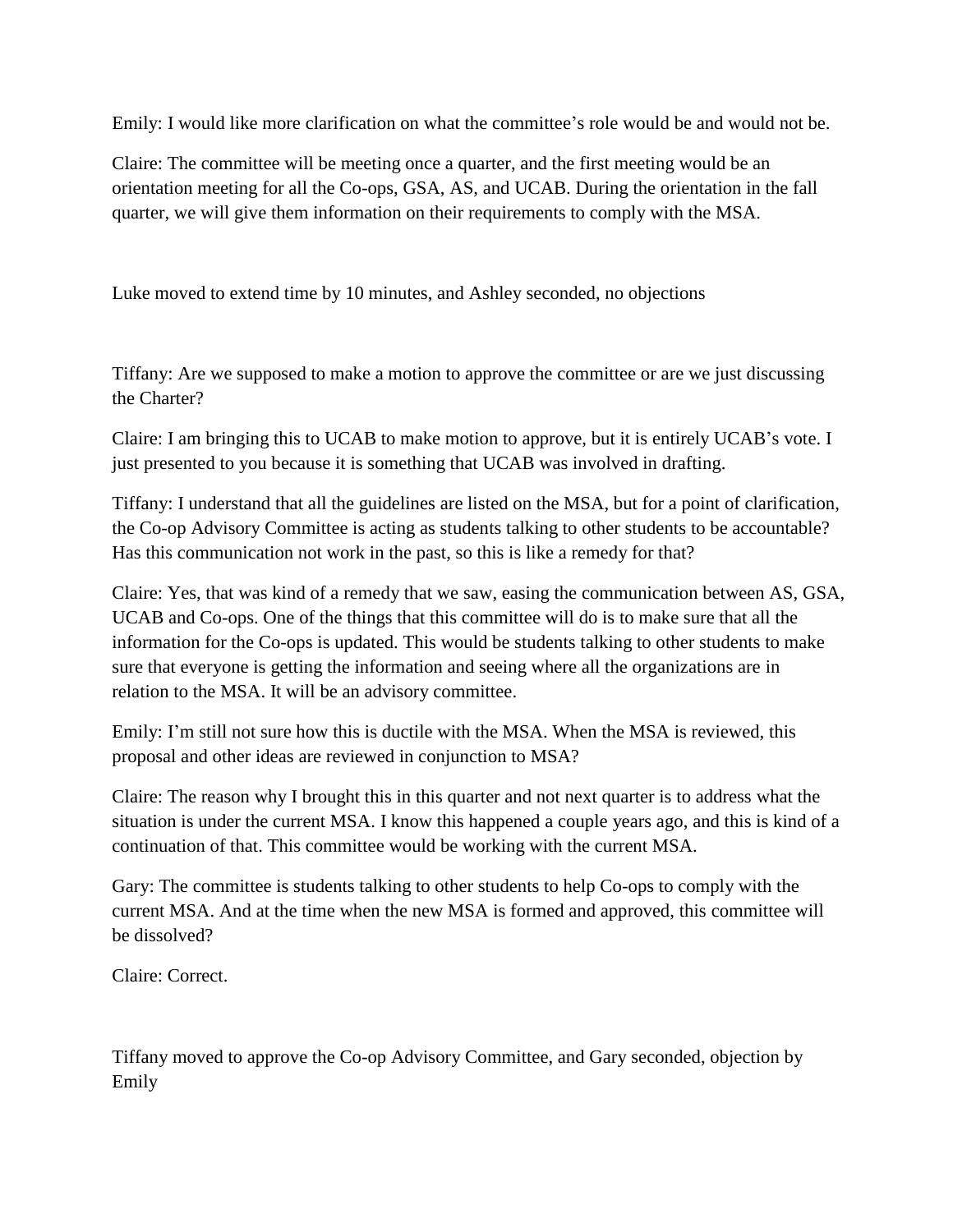Emily: I would like more clarification on what the committee's role would be and would not be.

Claire: The committee will be meeting once a quarter, and the first meeting would be an orientation meeting for all the Co-ops, GSA, AS, and UCAB. During the orientation in the fall quarter, we will give them information on their requirements to comply with the MSA.

Luke moved to extend time by 10 minutes, and Ashley seconded, no objections

Tiffany: Are we supposed to make a motion to approve the committee or are we just discussing the Charter?

Claire: I am bringing this to UCAB to make motion to approve, but it is entirely UCAB's vote. I just presented to you because it is something that UCAB was involved in drafting.

Tiffany: I understand that all the guidelines are listed on the MSA, but for a point of clarification, the Co-op Advisory Committee is acting as students talking to other students to be accountable? Has this communication not work in the past, so this is like a remedy for that?

Claire: Yes, that was kind of a remedy that we saw, easing the communication between AS, GSA, UCAB and Co-ops. One of the things that this committee will do is to make sure that all the information for the Co-ops is updated. This would be students talking to other students to make sure that everyone is getting the information and seeing where all the organizations are in relation to the MSA. It will be an advisory committee.

Emily: I'm still not sure how this is ductile with the MSA. When the MSA is reviewed, this proposal and other ideas are reviewed in conjunction to MSA?

Claire: The reason why I brought this in this quarter and not next quarter is to address what the situation is under the current MSA. I know this happened a couple years ago, and this is kind of a continuation of that. This committee would be working with the current MSA.

Gary: The committee is students talking to other students to help Co-ops to comply with the current MSA. And at the time when the new MSA is formed and approved, this committee will be dissolved?

Claire: Correct.

Tiffany moved to approve the Co-op Advisory Committee, and Gary seconded, objection by Emily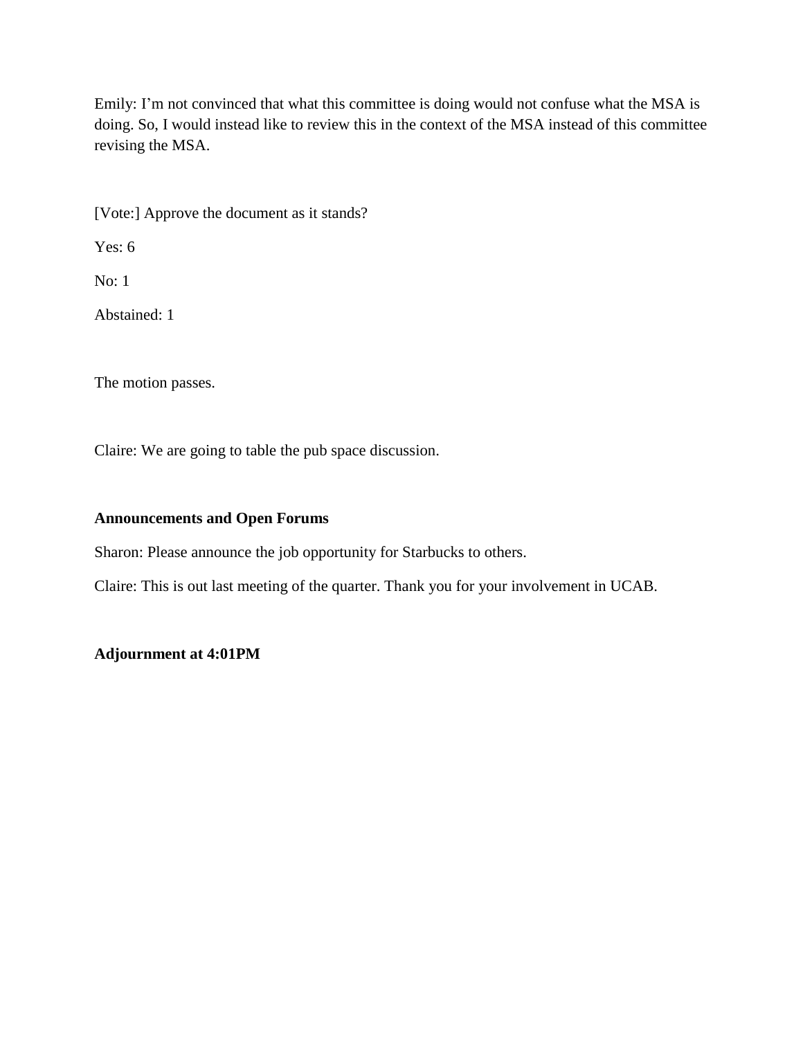Emily: I’m not convinced that what this committee is doing would not confuse what the MSA is doing. So, I would instead like to review this in the context of the MSA instead of this committee revising the MSA.

[Vote:] Approve the document as it stands?

Yes: 6

No: 1

Abstained: 1

The motion passes.

Claire: We are going to table the pub space discussion.

**Announcements and Open Forums**

Sharon: Please announce the job opportunity for Starbucks to others.

Claire: This is out last meeting of the quarter. Thank you for your involvement in UCAB.

**Adjournment at 4:01PM**